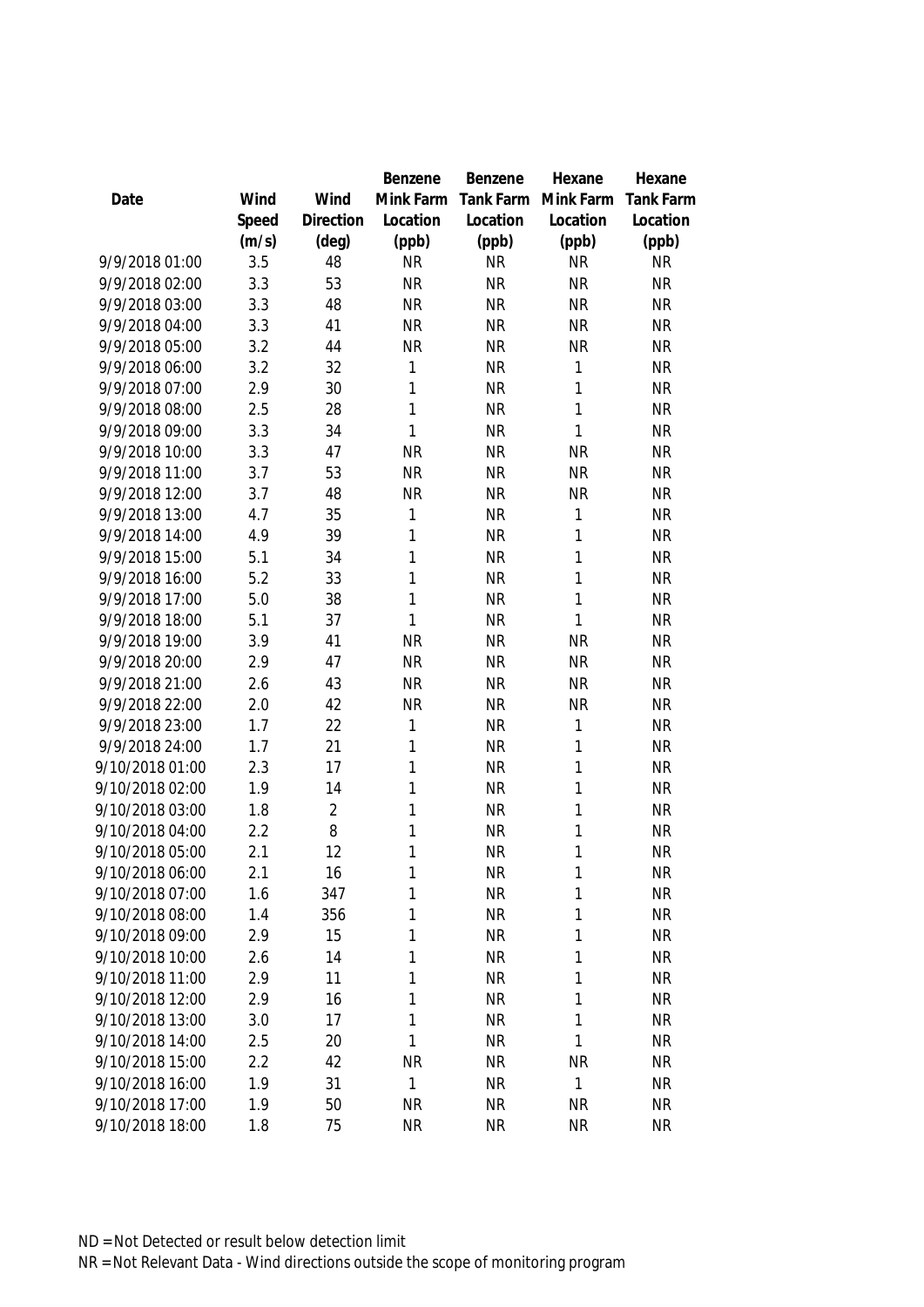| Date | Wind Speed (m/s) | Wind Direction (deg) | Benzene Mink Farm Location (ppb) | Benzene Tank Farm Location (ppb) | Hexane Mink Farm Location (ppb) | Hexane Tank Farm Location (ppb) |
|---|---|---|---|---|---|---|
| 9/9/2018 01:00 | 3.5 | 48 | NR | NR | NR | NR |
| 9/9/2018 02:00 | 3.3 | 53 | NR | NR | NR | NR |
| 9/9/2018 03:00 | 3.3 | 48 | NR | NR | NR | NR |
| 9/9/2018 04:00 | 3.3 | 41 | NR | NR | NR | NR |
| 9/9/2018 05:00 | 3.2 | 44 | NR | NR | NR | NR |
| 9/9/2018 06:00 | 3.2 | 32 | 1 | NR | 1 | NR |
| 9/9/2018 07:00 | 2.9 | 30 | 1 | NR | 1 | NR |
| 9/9/2018 08:00 | 2.5 | 28 | 1 | NR | 1 | NR |
| 9/9/2018 09:00 | 3.3 | 34 | 1 | NR | 1 | NR |
| 9/9/2018 10:00 | 3.3 | 47 | NR | NR | NR | NR |
| 9/9/2018 11:00 | 3.7 | 53 | NR | NR | NR | NR |
| 9/9/2018 12:00 | 3.7 | 48 | NR | NR | NR | NR |
| 9/9/2018 13:00 | 4.7 | 35 | 1 | NR | 1 | NR |
| 9/9/2018 14:00 | 4.9 | 39 | 1 | NR | 1 | NR |
| 9/9/2018 15:00 | 5.1 | 34 | 1 | NR | 1 | NR |
| 9/9/2018 16:00 | 5.2 | 33 | 1 | NR | 1 | NR |
| 9/9/2018 17:00 | 5.0 | 38 | 1 | NR | 1 | NR |
| 9/9/2018 18:00 | 5.1 | 37 | 1 | NR | 1 | NR |
| 9/9/2018 19:00 | 3.9 | 41 | NR | NR | NR | NR |
| 9/9/2018 20:00 | 2.9 | 47 | NR | NR | NR | NR |
| 9/9/2018 21:00 | 2.6 | 43 | NR | NR | NR | NR |
| 9/9/2018 22:00 | 2.0 | 42 | NR | NR | NR | NR |
| 9/9/2018 23:00 | 1.7 | 22 | 1 | NR | 1 | NR |
| 9/9/2018 24:00 | 1.7 | 21 | 1 | NR | 1 | NR |
| 9/10/2018 01:00 | 2.3 | 17 | 1 | NR | 1 | NR |
| 9/10/2018 02:00 | 1.9 | 14 | 1 | NR | 1 | NR |
| 9/10/2018 03:00 | 1.8 | 2 | 1 | NR | 1 | NR |
| 9/10/2018 04:00 | 2.2 | 8 | 1 | NR | 1 | NR |
| 9/10/2018 05:00 | 2.1 | 12 | 1 | NR | 1 | NR |
| 9/10/2018 06:00 | 2.1 | 16 | 1 | NR | 1 | NR |
| 9/10/2018 07:00 | 1.6 | 347 | 1 | NR | 1 | NR |
| 9/10/2018 08:00 | 1.4 | 356 | 1 | NR | 1 | NR |
| 9/10/2018 09:00 | 2.9 | 15 | 1 | NR | 1 | NR |
| 9/10/2018 10:00 | 2.6 | 14 | 1 | NR | 1 | NR |
| 9/10/2018 11:00 | 2.9 | 11 | 1 | NR | 1 | NR |
| 9/10/2018 12:00 | 2.9 | 16 | 1 | NR | 1 | NR |
| 9/10/2018 13:00 | 3.0 | 17 | 1 | NR | 1 | NR |
| 9/10/2018 14:00 | 2.5 | 20 | 1 | NR | 1 | NR |
| 9/10/2018 15:00 | 2.2 | 42 | NR | NR | NR | NR |
| 9/10/2018 16:00 | 1.9 | 31 | 1 | NR | 1 | NR |
| 9/10/2018 17:00 | 1.9 | 50 | NR | NR | NR | NR |
| 9/10/2018 18:00 | 1.8 | 75 | NR | NR | NR | NR |

ND = Not Detected or result below detection limit

NR = Not Relevant Data - Wind directions outside the scope of monitoring program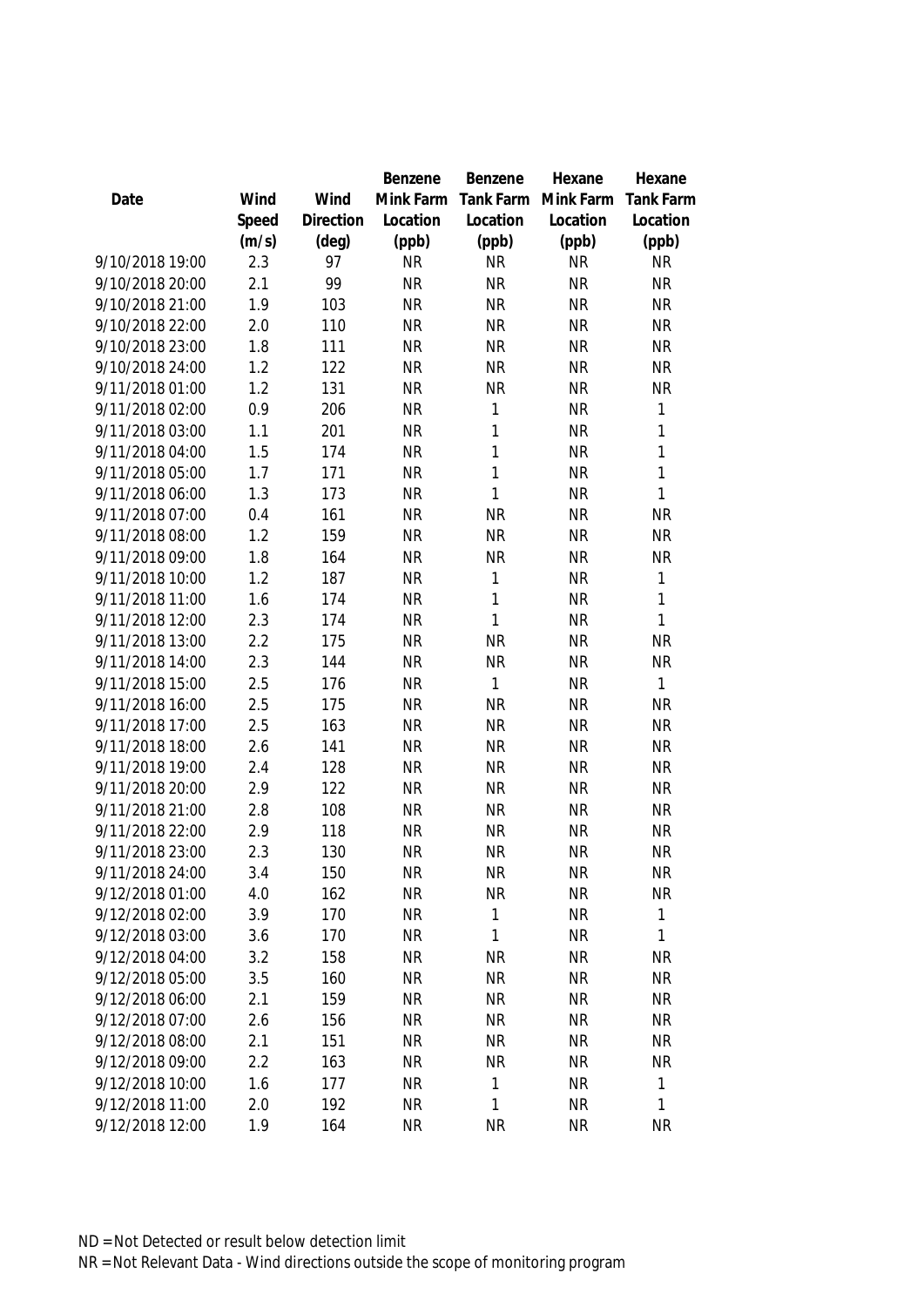| Date | Wind Speed (m/s) | Wind Direction (deg) | Benzene Mink Farm Location (ppb) | Benzene Tank Farm Location (ppb) | Hexane Mink Farm Location (ppb) | Hexane Tank Farm Location (ppb) |
|---|---|---|---|---|---|---|
| 9/10/2018 19:00 | 2.3 | 97 | NR | NR | NR | NR |
| 9/10/2018 20:00 | 2.1 | 99 | NR | NR | NR | NR |
| 9/10/2018 21:00 | 1.9 | 103 | NR | NR | NR | NR |
| 9/10/2018 22:00 | 2.0 | 110 | NR | NR | NR | NR |
| 9/10/2018 23:00 | 1.8 | 111 | NR | NR | NR | NR |
| 9/10/2018 24:00 | 1.2 | 122 | NR | NR | NR | NR |
| 9/11/2018 01:00 | 1.2 | 131 | NR | NR | NR | NR |
| 9/11/2018 02:00 | 0.9 | 206 | NR | 1 | NR | 1 |
| 9/11/2018 03:00 | 1.1 | 201 | NR | 1 | NR | 1 |
| 9/11/2018 04:00 | 1.5 | 174 | NR | 1 | NR | 1 |
| 9/11/2018 05:00 | 1.7 | 171 | NR | 1 | NR | 1 |
| 9/11/2018 06:00 | 1.3 | 173 | NR | 1 | NR | 1 |
| 9/11/2018 07:00 | 0.4 | 161 | NR | NR | NR | NR |
| 9/11/2018 08:00 | 1.2 | 159 | NR | NR | NR | NR |
| 9/11/2018 09:00 | 1.8 | 164 | NR | NR | NR | NR |
| 9/11/2018 10:00 | 1.2 | 187 | NR | 1 | NR | 1 |
| 9/11/2018 11:00 | 1.6 | 174 | NR | 1 | NR | 1 |
| 9/11/2018 12:00 | 2.3 | 174 | NR | 1 | NR | 1 |
| 9/11/2018 13:00 | 2.2 | 175 | NR | NR | NR | NR |
| 9/11/2018 14:00 | 2.3 | 144 | NR | NR | NR | NR |
| 9/11/2018 15:00 | 2.5 | 176 | NR | 1 | NR | 1 |
| 9/11/2018 16:00 | 2.5 | 175 | NR | NR | NR | NR |
| 9/11/2018 17:00 | 2.5 | 163 | NR | NR | NR | NR |
| 9/11/2018 18:00 | 2.6 | 141 | NR | NR | NR | NR |
| 9/11/2018 19:00 | 2.4 | 128 | NR | NR | NR | NR |
| 9/11/2018 20:00 | 2.9 | 122 | NR | NR | NR | NR |
| 9/11/2018 21:00 | 2.8 | 108 | NR | NR | NR | NR |
| 9/11/2018 22:00 | 2.9 | 118 | NR | NR | NR | NR |
| 9/11/2018 23:00 | 2.3 | 130 | NR | NR | NR | NR |
| 9/11/2018 24:00 | 3.4 | 150 | NR | NR | NR | NR |
| 9/12/2018 01:00 | 4.0 | 162 | NR | NR | NR | NR |
| 9/12/2018 02:00 | 3.9 | 170 | NR | 1 | NR | 1 |
| 9/12/2018 03:00 | 3.6 | 170 | NR | 1 | NR | 1 |
| 9/12/2018 04:00 | 3.2 | 158 | NR | NR | NR | NR |
| 9/12/2018 05:00 | 3.5 | 160 | NR | NR | NR | NR |
| 9/12/2018 06:00 | 2.1 | 159 | NR | NR | NR | NR |
| 9/12/2018 07:00 | 2.6 | 156 | NR | NR | NR | NR |
| 9/12/2018 08:00 | 2.1 | 151 | NR | NR | NR | NR |
| 9/12/2018 09:00 | 2.2 | 163 | NR | NR | NR | NR |
| 9/12/2018 10:00 | 1.6 | 177 | NR | 1 | NR | 1 |
| 9/12/2018 11:00 | 2.0 | 192 | NR | 1 | NR | 1 |
| 9/12/2018 12:00 | 1.9 | 164 | NR | NR | NR | NR |

ND = Not Detected or result below detection limit

NR = Not Relevant Data - Wind directions outside the scope of monitoring program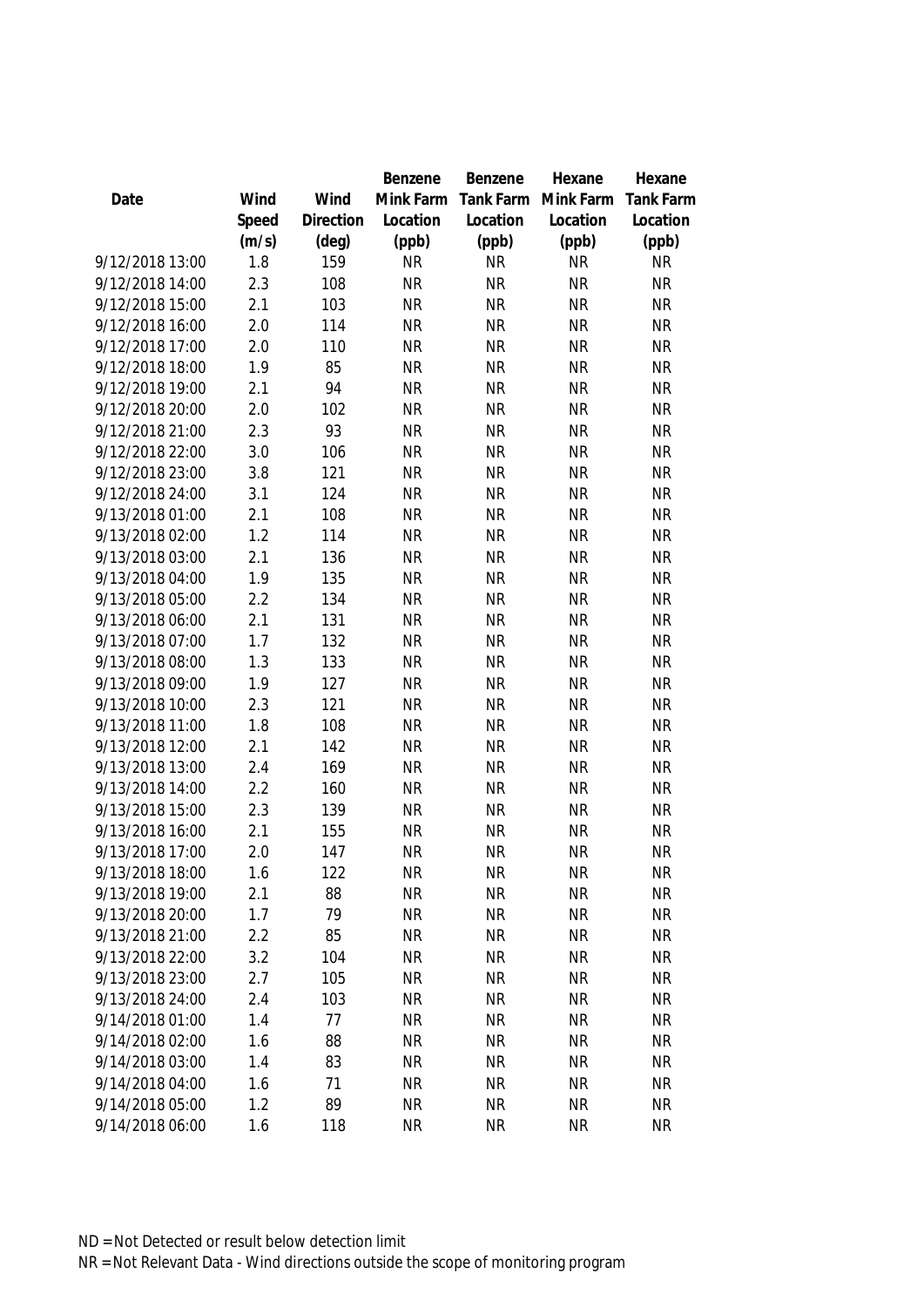| Date | Wind Speed (m/s) | Wind Direction (deg) | Benzene Mink Farm Location (ppb) | Benzene Tank Farm Location (ppb) | Hexane Mink Farm Location (ppb) | Hexane Tank Farm Location (ppb) |
|---|---|---|---|---|---|---|
| 9/12/2018 13:00 | 1.8 | 159 | NR | NR | NR | NR |
| 9/12/2018 14:00 | 2.3 | 108 | NR | NR | NR | NR |
| 9/12/2018 15:00 | 2.1 | 103 | NR | NR | NR | NR |
| 9/12/2018 16:00 | 2.0 | 114 | NR | NR | NR | NR |
| 9/12/2018 17:00 | 2.0 | 110 | NR | NR | NR | NR |
| 9/12/2018 18:00 | 1.9 | 85 | NR | NR | NR | NR |
| 9/12/2018 19:00 | 2.1 | 94 | NR | NR | NR | NR |
| 9/12/2018 20:00 | 2.0 | 102 | NR | NR | NR | NR |
| 9/12/2018 21:00 | 2.3 | 93 | NR | NR | NR | NR |
| 9/12/2018 22:00 | 3.0 | 106 | NR | NR | NR | NR |
| 9/12/2018 23:00 | 3.8 | 121 | NR | NR | NR | NR |
| 9/12/2018 24:00 | 3.1 | 124 | NR | NR | NR | NR |
| 9/13/2018 01:00 | 2.1 | 108 | NR | NR | NR | NR |
| 9/13/2018 02:00 | 1.2 | 114 | NR | NR | NR | NR |
| 9/13/2018 03:00 | 2.1 | 136 | NR | NR | NR | NR |
| 9/13/2018 04:00 | 1.9 | 135 | NR | NR | NR | NR |
| 9/13/2018 05:00 | 2.2 | 134 | NR | NR | NR | NR |
| 9/13/2018 06:00 | 2.1 | 131 | NR | NR | NR | NR |
| 9/13/2018 07:00 | 1.7 | 132 | NR | NR | NR | NR |
| 9/13/2018 08:00 | 1.3 | 133 | NR | NR | NR | NR |
| 9/13/2018 09:00 | 1.9 | 127 | NR | NR | NR | NR |
| 9/13/2018 10:00 | 2.3 | 121 | NR | NR | NR | NR |
| 9/13/2018 11:00 | 1.8 | 108 | NR | NR | NR | NR |
| 9/13/2018 12:00 | 2.1 | 142 | NR | NR | NR | NR |
| 9/13/2018 13:00 | 2.4 | 169 | NR | NR | NR | NR |
| 9/13/2018 14:00 | 2.2 | 160 | NR | NR | NR | NR |
| 9/13/2018 15:00 | 2.3 | 139 | NR | NR | NR | NR |
| 9/13/2018 16:00 | 2.1 | 155 | NR | NR | NR | NR |
| 9/13/2018 17:00 | 2.0 | 147 | NR | NR | NR | NR |
| 9/13/2018 18:00 | 1.6 | 122 | NR | NR | NR | NR |
| 9/13/2018 19:00 | 2.1 | 88 | NR | NR | NR | NR |
| 9/13/2018 20:00 | 1.7 | 79 | NR | NR | NR | NR |
| 9/13/2018 21:00 | 2.2 | 85 | NR | NR | NR | NR |
| 9/13/2018 22:00 | 3.2 | 104 | NR | NR | NR | NR |
| 9/13/2018 23:00 | 2.7 | 105 | NR | NR | NR | NR |
| 9/13/2018 24:00 | 2.4 | 103 | NR | NR | NR | NR |
| 9/14/2018 01:00 | 1.4 | 77 | NR | NR | NR | NR |
| 9/14/2018 02:00 | 1.6 | 88 | NR | NR | NR | NR |
| 9/14/2018 03:00 | 1.4 | 83 | NR | NR | NR | NR |
| 9/14/2018 04:00 | 1.6 | 71 | NR | NR | NR | NR |
| 9/14/2018 05:00 | 1.2 | 89 | NR | NR | NR | NR |
| 9/14/2018 06:00 | 1.6 | 118 | NR | NR | NR | NR |

ND = Not Detected or result below detection limit

NR = Not Relevant Data - Wind directions outside the scope of monitoring program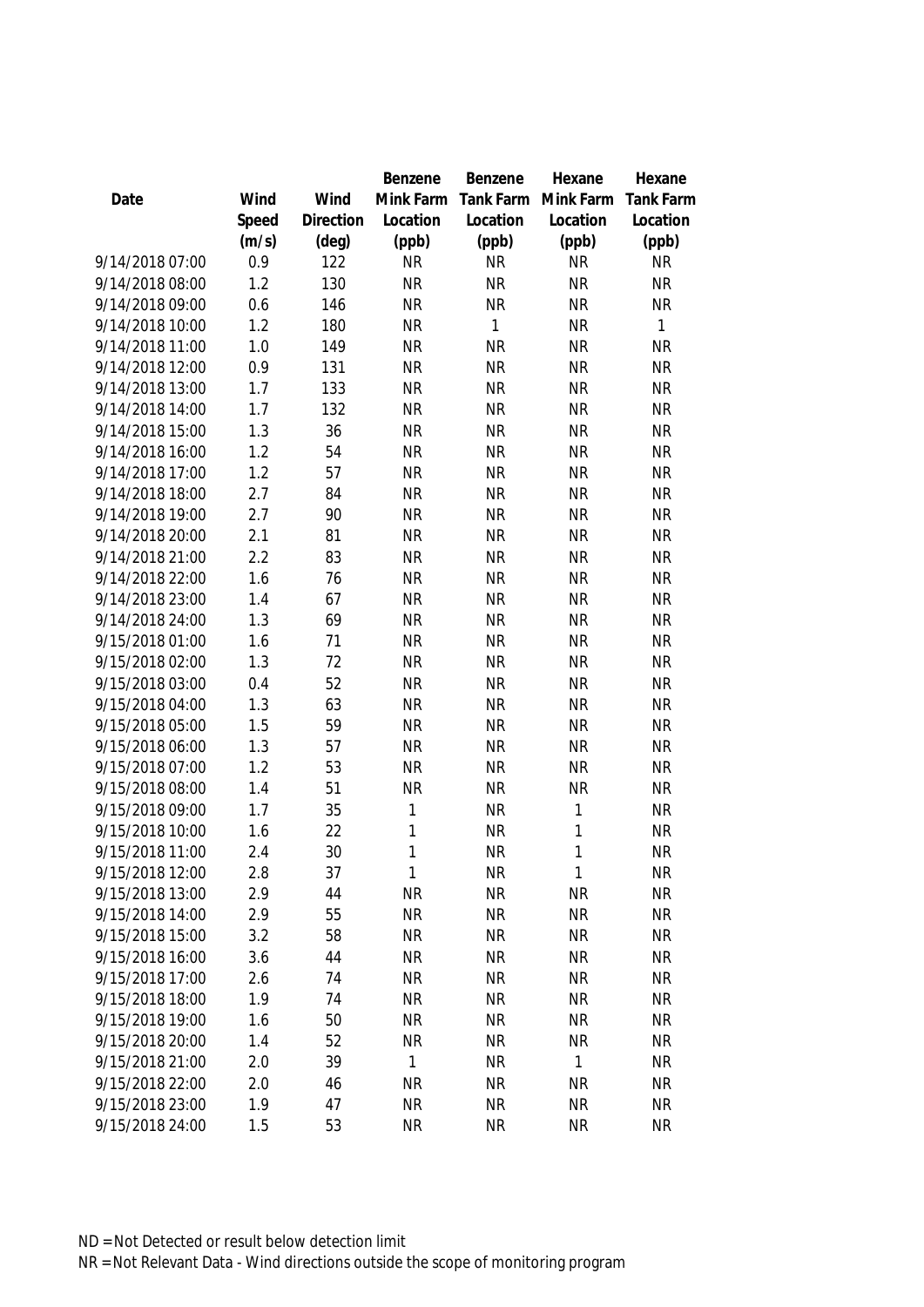| Date | Wind Speed (m/s) | Wind Direction (deg) | Benzene Mink Farm Location (ppb) | Benzene Tank Farm Location (ppb) | Hexane Mink Farm Location (ppb) | Hexane Tank Farm Location (ppb) |
|---|---|---|---|---|---|---|
| 9/14/2018 07:00 | 0.9 | 122 | NR | NR | NR | NR |
| 9/14/2018 08:00 | 1.2 | 130 | NR | NR | NR | NR |
| 9/14/2018 09:00 | 0.6 | 146 | NR | NR | NR | NR |
| 9/14/2018 10:00 | 1.2 | 180 | NR | 1 | NR | 1 |
| 9/14/2018 11:00 | 1.0 | 149 | NR | NR | NR | NR |
| 9/14/2018 12:00 | 0.9 | 131 | NR | NR | NR | NR |
| 9/14/2018 13:00 | 1.7 | 133 | NR | NR | NR | NR |
| 9/14/2018 14:00 | 1.7 | 132 | NR | NR | NR | NR |
| 9/14/2018 15:00 | 1.3 | 36 | NR | NR | NR | NR |
| 9/14/2018 16:00 | 1.2 | 54 | NR | NR | NR | NR |
| 9/14/2018 17:00 | 1.2 | 57 | NR | NR | NR | NR |
| 9/14/2018 18:00 | 2.7 | 84 | NR | NR | NR | NR |
| 9/14/2018 19:00 | 2.7 | 90 | NR | NR | NR | NR |
| 9/14/2018 20:00 | 2.1 | 81 | NR | NR | NR | NR |
| 9/14/2018 21:00 | 2.2 | 83 | NR | NR | NR | NR |
| 9/14/2018 22:00 | 1.6 | 76 | NR | NR | NR | NR |
| 9/14/2018 23:00 | 1.4 | 67 | NR | NR | NR | NR |
| 9/14/2018 24:00 | 1.3 | 69 | NR | NR | NR | NR |
| 9/15/2018 01:00 | 1.6 | 71 | NR | NR | NR | NR |
| 9/15/2018 02:00 | 1.3 | 72 | NR | NR | NR | NR |
| 9/15/2018 03:00 | 0.4 | 52 | NR | NR | NR | NR |
| 9/15/2018 04:00 | 1.3 | 63 | NR | NR | NR | NR |
| 9/15/2018 05:00 | 1.5 | 59 | NR | NR | NR | NR |
| 9/15/2018 06:00 | 1.3 | 57 | NR | NR | NR | NR |
| 9/15/2018 07:00 | 1.2 | 53 | NR | NR | NR | NR |
| 9/15/2018 08:00 | 1.4 | 51 | NR | NR | NR | NR |
| 9/15/2018 09:00 | 1.7 | 35 | 1 | NR | 1 | NR |
| 9/15/2018 10:00 | 1.6 | 22 | 1 | NR | 1 | NR |
| 9/15/2018 11:00 | 2.4 | 30 | 1 | NR | 1 | NR |
| 9/15/2018 12:00 | 2.8 | 37 | 1 | NR | 1 | NR |
| 9/15/2018 13:00 | 2.9 | 44 | NR | NR | NR | NR |
| 9/15/2018 14:00 | 2.9 | 55 | NR | NR | NR | NR |
| 9/15/2018 15:00 | 3.2 | 58 | NR | NR | NR | NR |
| 9/15/2018 16:00 | 3.6 | 44 | NR | NR | NR | NR |
| 9/15/2018 17:00 | 2.6 | 74 | NR | NR | NR | NR |
| 9/15/2018 18:00 | 1.9 | 74 | NR | NR | NR | NR |
| 9/15/2018 19:00 | 1.6 | 50 | NR | NR | NR | NR |
| 9/15/2018 20:00 | 1.4 | 52 | NR | NR | NR | NR |
| 9/15/2018 21:00 | 2.0 | 39 | 1 | NR | 1 | NR |
| 9/15/2018 22:00 | 2.0 | 46 | NR | NR | NR | NR |
| 9/15/2018 23:00 | 1.9 | 47 | NR | NR | NR | NR |
| 9/15/2018 24:00 | 1.5 | 53 | NR | NR | NR | NR |

ND = Not Detected or result below detection limit

NR = Not Relevant Data - Wind directions outside the scope of monitoring program